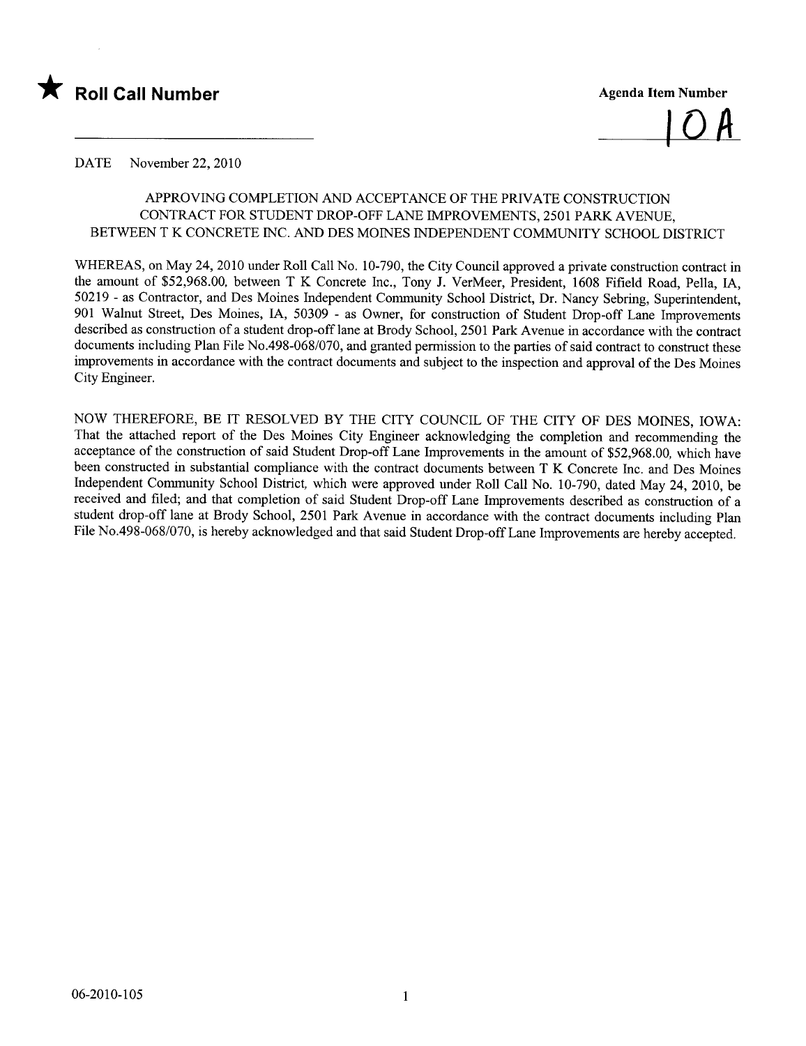★ **Roll Call Number**

**Agenda Item Number**

10A

DATE November 22, 2010

APPROVING COMPLETION AND ACCEPTANCE OF THE PRIVATE CONSTRUCTION CONTRACT FOR STUDENT DROP-OFF LANE IMPROVEMENTS, 2501 PARK AVENUE, BETWEEN T K CONCRETE INC. AND DES MOINES INDEPENDENT COMMUNITY SCHOOL DISTRICT

WHEREAS, on May 24, 2010 under Roll Call No. 10-790, the City Council approved a private construction contract in the amount of $52,968.00, between T K Concrete Inc., Tony J. VerMeer, President, 1608 Fifield Road, Pella, IA, 50219 - as Contractor, and Des Moines Independent Community School District, Dr. Nancy Sebring, Superintendent, 901 Walnut Street, Des Moines, IA, 50309 - as Owner, for construction of Student Drop-off Lane Improvements described as construction of a student drop-off lane at Brody School, 2501 Park Avenue in accordance with the contract documents including Plan File No.498-068/070, and granted permission to the parties of said contract to construct these improvements in accordance with the contract documents and subject to the inspection and approval of the Des Moines City Engineer.

NOW THEREFORE, BE IT RESOLVED BY THE CITY COUNCIL OF THE CITY OF DES MOINES, IOWA: That the attached report of the Des Moines City Engineer acknowledging the completion and recommending the acceptance of the construction of said Student Drop-off Lane Improvements in the amount of $52,968.00, which have been constructed in substantial compliance with the contract documents between T K Concrete Inc. and Des Moines Independent Community School District, which were approved under Roll Call No. 10-790, dated May 24, 2010, be received and filed; and that completion of said Student Drop-off Lane Improvements described as construction of a student drop-off lane at Brody School, 2501 Park Avenue in accordance with the contract documents including Plan File No.498-068/070, is hereby acknowledged and that said Student Drop-off Lane Improvements are hereby accepted.

06-2010-105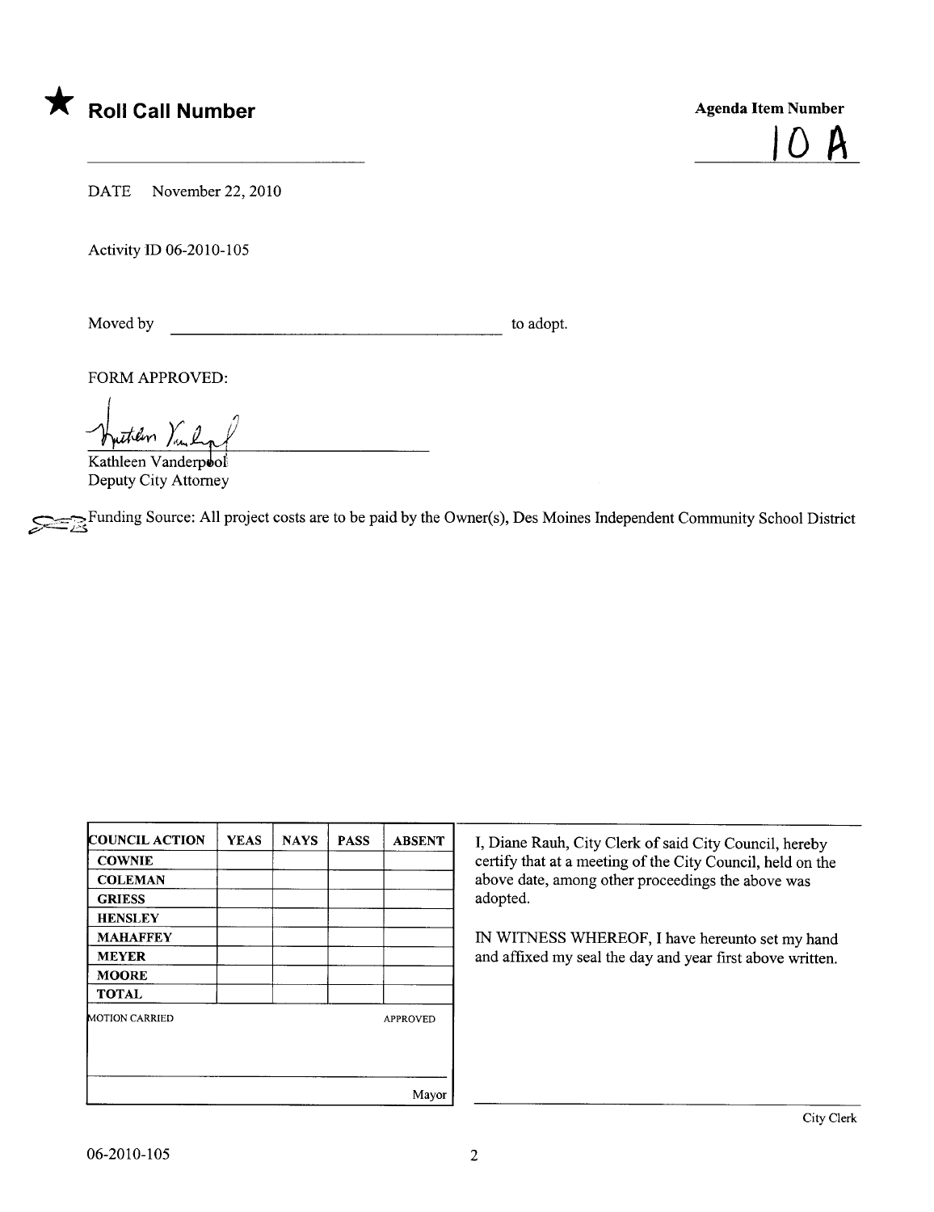★ **Roll Call Number**

**Agenda Item Number**

10 A

DATE November 22, 2010

Activity ID 06-2010-105

Moved by ______________________ to adopt.

FORM APPROVED:

Kathleen Vanderpool
Deputy City Attorney

Funding Source: All project costs are to be paid by the Owner(s), Des Moines Independent Community School District

| COUNCIL ACTION | YEAS | NAYS | PASS | ABSENT |
|---|---|---|---|---|
| COWNIE | | | | |
| COLEMAN | | | | |
| GRIESS | | | | |
| HENSLEY | | | | |
| MAHAFFEY | | | | |
| MEYER | | | | |
| MOORE | | | | |
| TOTAL | | | | |

MOTION CARRIED APPROVED

Mayor

I, Diane Rauh, City Clerk of said City Council, hereby certify that at a meeting of the City Council, held on the above date, among other proceedings the above was adopted.

IN WITNESS WHEREOF, I have hereunto set my hand and affixed my seal the day and year first above written.

City Clerk

06-2010-105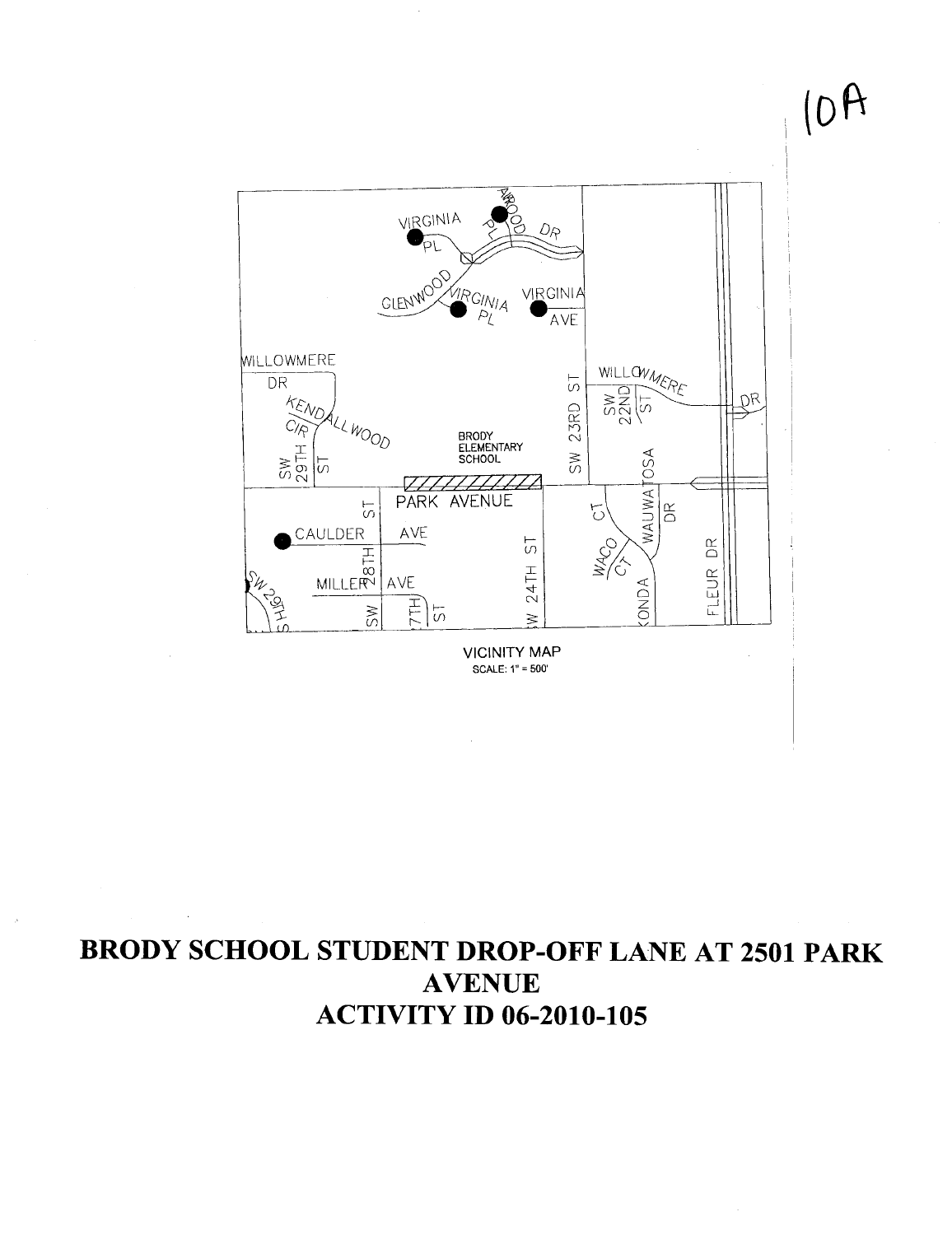10A

VICINITY MAP

SCALE: 1" = 500'

# BRODY SCHOOL STUDENT DROP-OFF LANE AT 2501 PARK AVENUE
# ACTIVITY ID 06-2010-105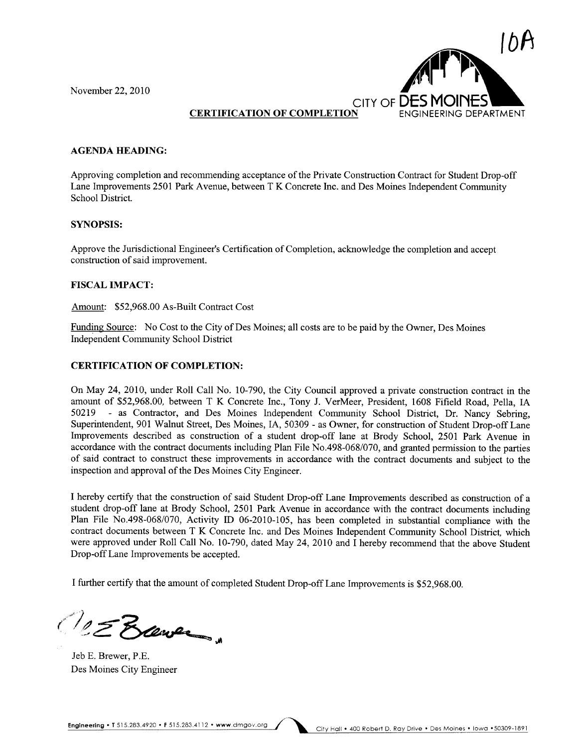10A

November 22, 2010

CITY OF DES MOINES
ENGINEERING DEPARTMENT

**CERTIFICATION OF COMPLETION**

**AGENDA HEADING:**

Approving completion and recommending acceptance of the Private Construction Contract for Student Drop-off Lane Improvements 2501 Park Avenue, between T K Concrete Inc. and Des Moines Independent Community School District.

**SYNOPSIS:**

Approve the Jurisdictional Engineer's Certification of Completion, acknowledge the completion and accept construction of said improvement.

**FISCAL IMPACT:**

Amount: $52,968.00 As-Built Contract Cost

Funding Source: No Cost to the City of Des Moines; all costs are to be paid by the Owner, Des Moines Independent Community School District

**CERTIFICATION OF COMPLETION:**

On May 24, 2010, under Roll Call No. 10-790, the City Council approved a private construction contract in the amount of $52,968.00, between T K Concrete Inc., Tony J. VerMeer, President, 1608 Fifield Road, Pella, IA 50219 - as Contractor, and Des Moines Independent Community School District, Dr. Nancy Sebring, Superintendent, 901 Walnut Street, Des Moines, IA, 50309 - as Owner, for construction of Student Drop-off Lane Improvements described as construction of a student drop-off lane at Brody School, 2501 Park Avenue in accordance with the contract documents including Plan File No.498-068/070, and granted permission to the parties of said contract to construct these improvements in accordance with the contract documents and subject to the inspection and approval of the Des Moines City Engineer.

I hereby certify that the construction of said Student Drop-off Lane Improvements described as construction of a student drop-off lane at Brody School, 2501 Park Avenue in accordance with the contract documents including Plan File No.498-068/070, Activity ID 06-2010-105, has been completed in substantial compliance with the contract documents between T K Concrete Inc. and Des Moines Independent Community School District, which were approved under Roll Call No. 10-790, dated May 24, 2010 and I hereby recommend that the above Student Drop-off Lane Improvements be accepted.

I further certify that the amount of completed Student Drop-off Lane Improvements is $52,968.00.

Jeb E. Brewer, P.E.
Des Moines City Engineer

Engineering • T 515.283.4920 • F 515.283.4112 • www.dmgov.org — City Hall • 400 Robert D. Ray Drive • Des Moines • Iowa • 50309-1891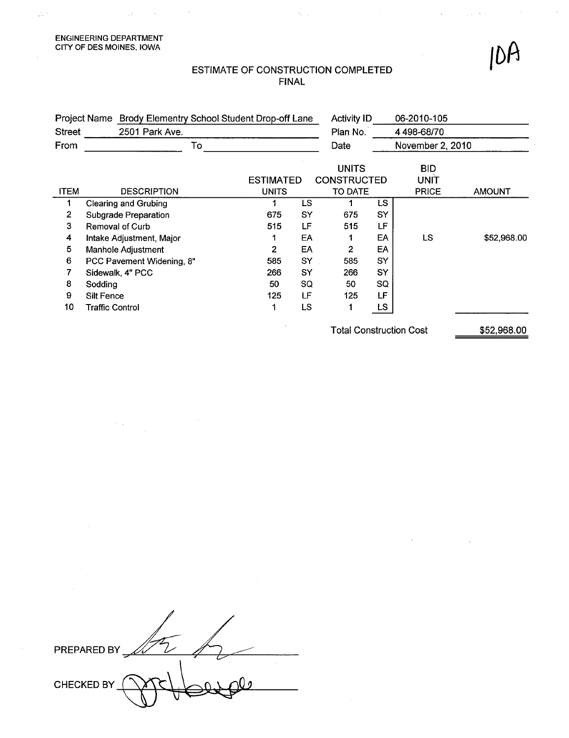ENGINEERING DEPARTMENT
CITY OF DES MOINES, IOWA

10A

# ESTIMATE OF CONSTRUCTION COMPLETED
## FINAL

| | | | |
|---|---|---|---|
| Project Name | Brody Elementry School Student Drop-off Lane | Activity ID | 06-2010-105 |
| Street | 2501 Park Ave. | Plan No. | 4 498-68/70 |
| From | To | Date | November 2, 2010 |

| ITEM | DESCRIPTION | ESTIMATED UNITS | | UNITS CONSTRUCTED TO DATE | | BID UNIT PRICE | AMOUNT |
|---|---|---|---|---|---|---|---|
| 1 | Clearing and Grubing | 1 | LS | 1 | LS | | |
| 2 | Subgrade Preparation | 675 | SY | 675 | SY | | |
| 3 | Removal of Curb | 515 | LF | 515 | LF | | |
| 4 | Intake Adjustment, Major | 1 | EA | 1 | EA | LS | $52,968.00 |
| 5 | Manhole Adjustment | 2 | EA | 2 | EA | | |
| 6 | PCC Pavement Widening, 8" | 585 | SY | 585 | SY | | |
| 7 | Sidewalk, 4" PCC | 266 | SY | 266 | SY | | |
| 8 | Sodding | 50 | SQ | 50 | SQ | | |
| 9 | Silt Fence | 125 | LF | 125 | LF | | |
| 10 | Traffic Control | 1 | LS | 1 | LS | | |
| | | | | | | Total Construction Cost | $52,968.00 |

PREPARED BY ____________________

CHECKED BY ____________________